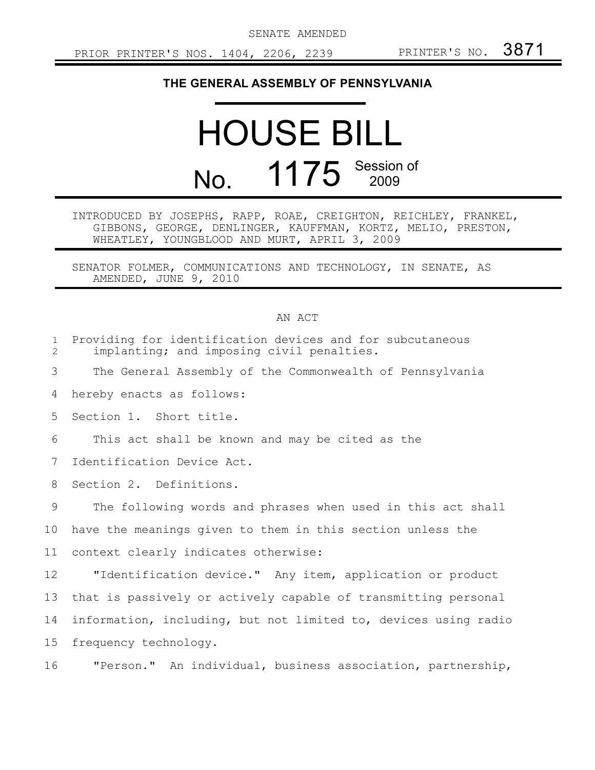SENATE AMENDED

PRIOR PRINTER'S NOS. 1404, 2206, 2239 PRINTER'S NO. 3871

# THE GENERAL ASSEMBLY OF PENNSYLVANIA

# HOUSE BILL No. 1175 Session of 2009

INTRODUCED BY JOSEPHS, RAPP, ROAE, CREIGHTON, REICHLEY, FRANKEL, GIBBONS, GEORGE, DENLINGER, KAUFFMAN, KORTZ, MELIO, PRESTON, WHEATLEY, YOUNGBLOOD AND MURT, APRIL 3, 2009

SENATOR FOLMER, COMMUNICATIONS AND TECHNOLOGY, IN SENATE, AS AMENDED, JUNE 9, 2010

AN ACT

Providing for identification devices and for subcutaneous implanting; and imposing civil penalties.

The General Assembly of the Commonwealth of Pennsylvania hereby enacts as follows:

Section 1. Short title.

This act shall be known and may be cited as the Identification Device Act.

Section 2. Definitions.

The following words and phrases when used in this act shall have the meanings given to them in this section unless the context clearly indicates otherwise:

"Identification device." Any item, application or product that is passively or actively capable of transmitting personal information, including, but not limited to, devices using radio frequency technology.

"Person." An individual, business association, partnership,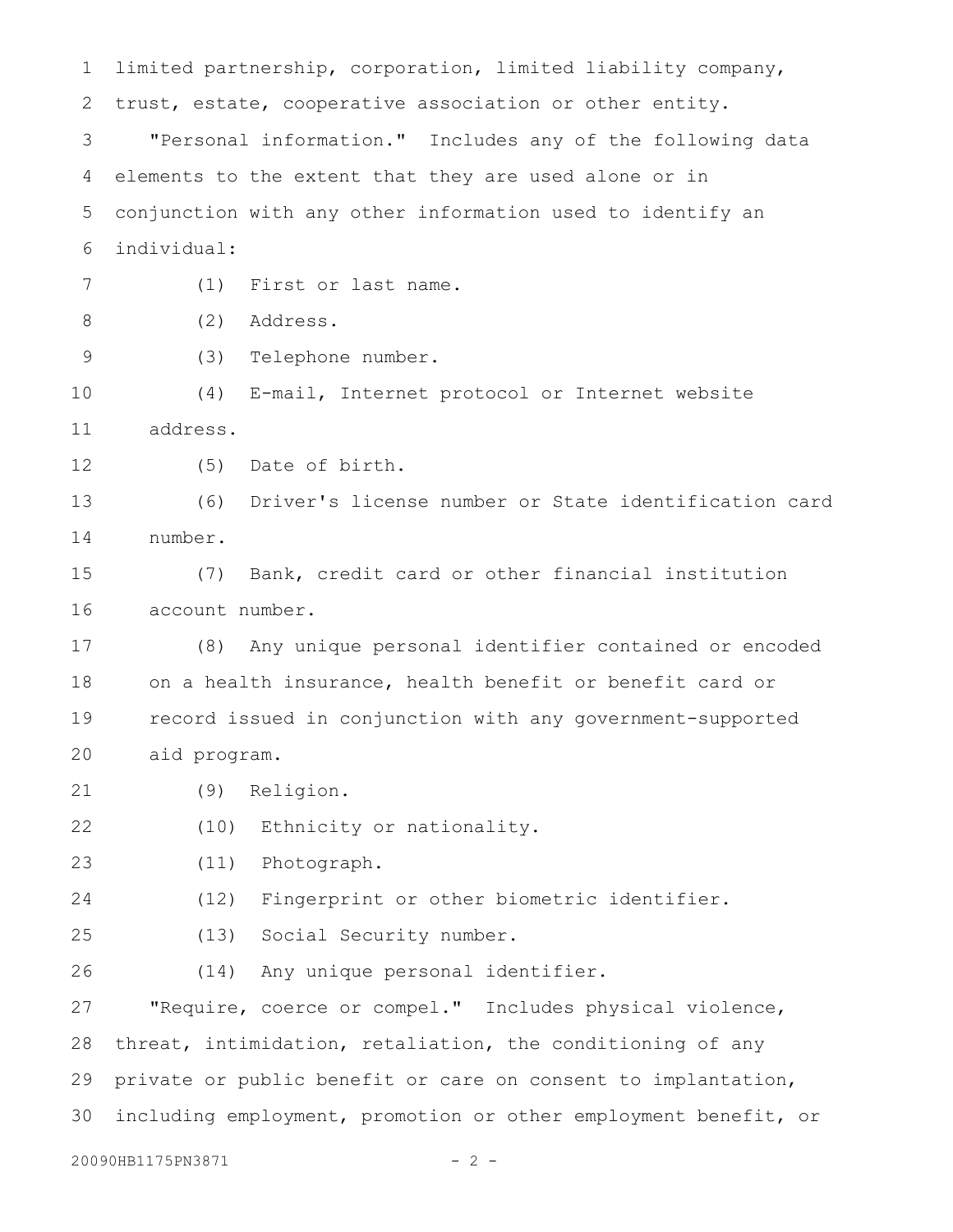limited partnership, corporation, limited liability company, trust, estate, cooperative association or other entity.

"Personal information." Includes any of the following data elements to the extent that they are used alone or in conjunction with any other information used to identify an individual:

(1) First or last name.

(2) Address.

(3) Telephone number.

(4) E-mail, Internet protocol or Internet website address.

(5) Date of birth.

(6) Driver's license number or State identification card number.

(7) Bank, credit card or other financial institution account number.

(8) Any unique personal identifier contained or encoded on a health insurance, health benefit or benefit card or record issued in conjunction with any government-supported aid program.

(9) Religion.

(10) Ethnicity or nationality.

(11) Photograph.

(12) Fingerprint or other biometric identifier.

(13) Social Security number.

(14) Any unique personal identifier.

"Require, coerce or compel." Includes physical violence, threat, intimidation, retaliation, the conditioning of any private or public benefit or care on consent to implantation, including employment, promotion or other employment benefit, or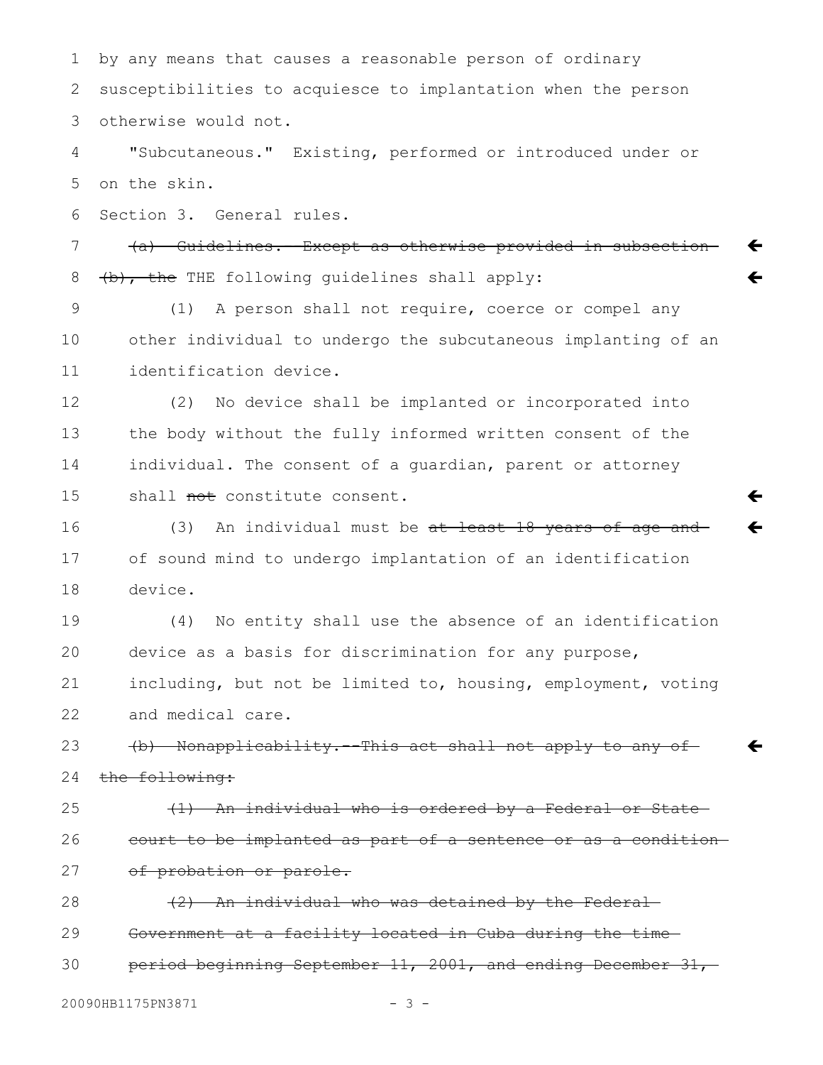by any means that causes a reasonable person of ordinary susceptibilities to acquiesce to implantation when the person otherwise would not.

"Subcutaneous." Existing, performed or introduced under or on the skin.

Section 3. General rules.

~~(a) Guidelines. Except as otherwise provided in subsection (b), the~~ THE following guidelines shall apply:

(1) A person shall not require, coerce or compel any other individual to undergo the subcutaneous implanting of an identification device.

(2) No device shall be implanted or incorporated into the body without the fully informed written consent of the individual. The consent of a guardian, parent or attorney shall ~~not~~ constitute consent.

(3) An individual must be ~~at least 18 years of age and~~ of sound mind to undergo implantation of an identification device.

(4) No entity shall use the absence of an identification device as a basis for discrimination for any purpose, including, but not be limited to, housing, employment, voting and medical care.

~~(b) Nonapplicability.--This act shall not apply to any of the following:~~

~~(1) An individual who is ordered by a Federal or State court to be implanted as part of a sentence or as a condition of probation or parole.~~

~~(2) An individual who was detained by the Federal Government at a facility located in Cuba during the time period beginning September 11, 2001, and ending December 31,~~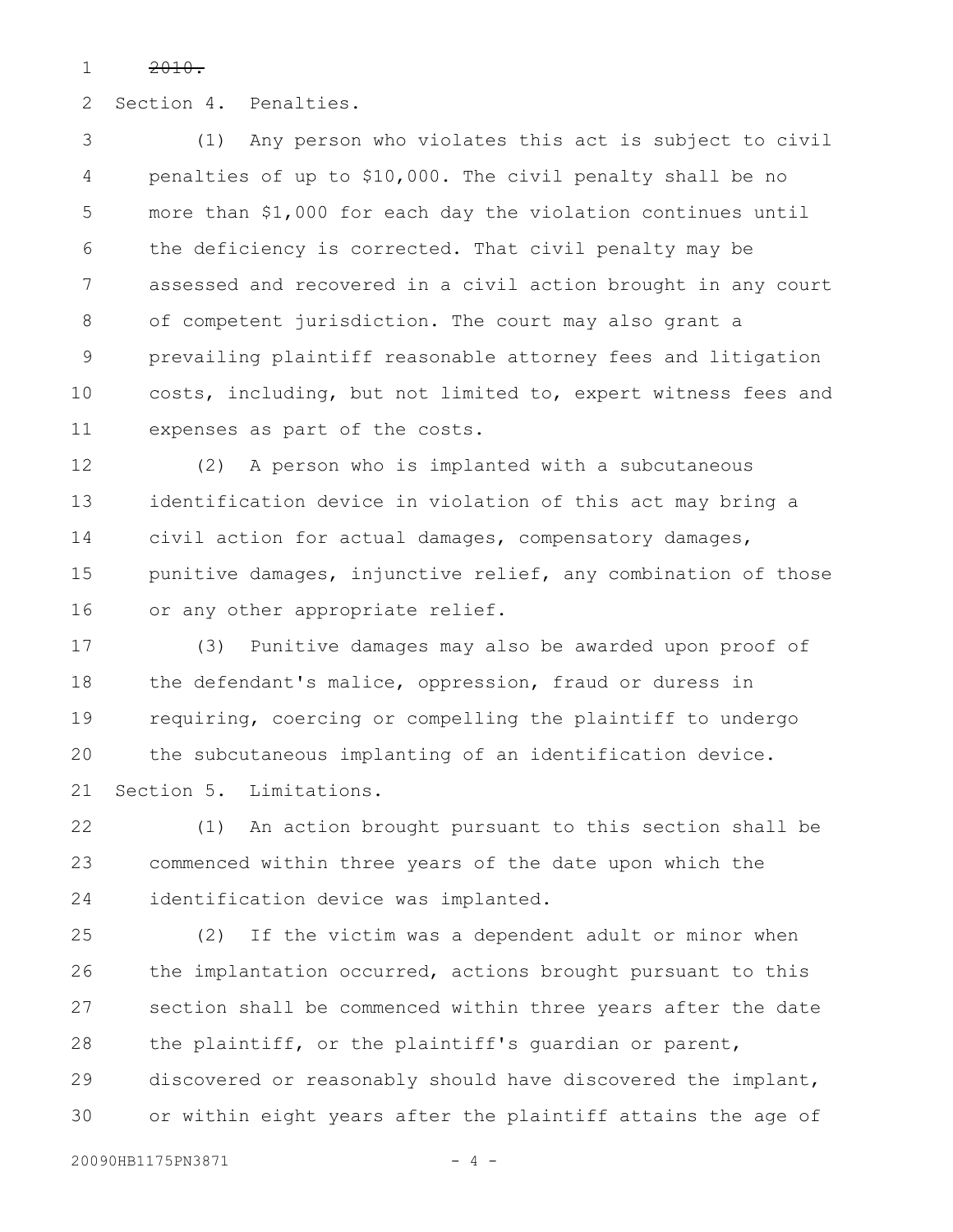~~2010.~~

Section 4. Penalties.

(1) Any person who violates this act is subject to civil penalties of up to $10,000. The civil penalty shall be no more than $1,000 for each day the violation continues until the deficiency is corrected. That civil penalty may be assessed and recovered in a civil action brought in any court of competent jurisdiction. The court may also grant a prevailing plaintiff reasonable attorney fees and litigation costs, including, but not limited to, expert witness fees and expenses as part of the costs.

(2) A person who is implanted with a subcutaneous identification device in violation of this act may bring a civil action for actual damages, compensatory damages, punitive damages, injunctive relief, any combination of those or any other appropriate relief.

(3) Punitive damages may also be awarded upon proof of the defendant's malice, oppression, fraud or duress in requiring, coercing or compelling the plaintiff to undergo the subcutaneous implanting of an identification device.

Section 5. Limitations.

(1) An action brought pursuant to this section shall be commenced within three years of the date upon which the identification device was implanted.

(2) If the victim was a dependent adult or minor when the implantation occurred, actions brought pursuant to this section shall be commenced within three years after the date the plaintiff, or the plaintiff's guardian or parent, discovered or reasonably should have discovered the implant, or within eight years after the plaintiff attains the age of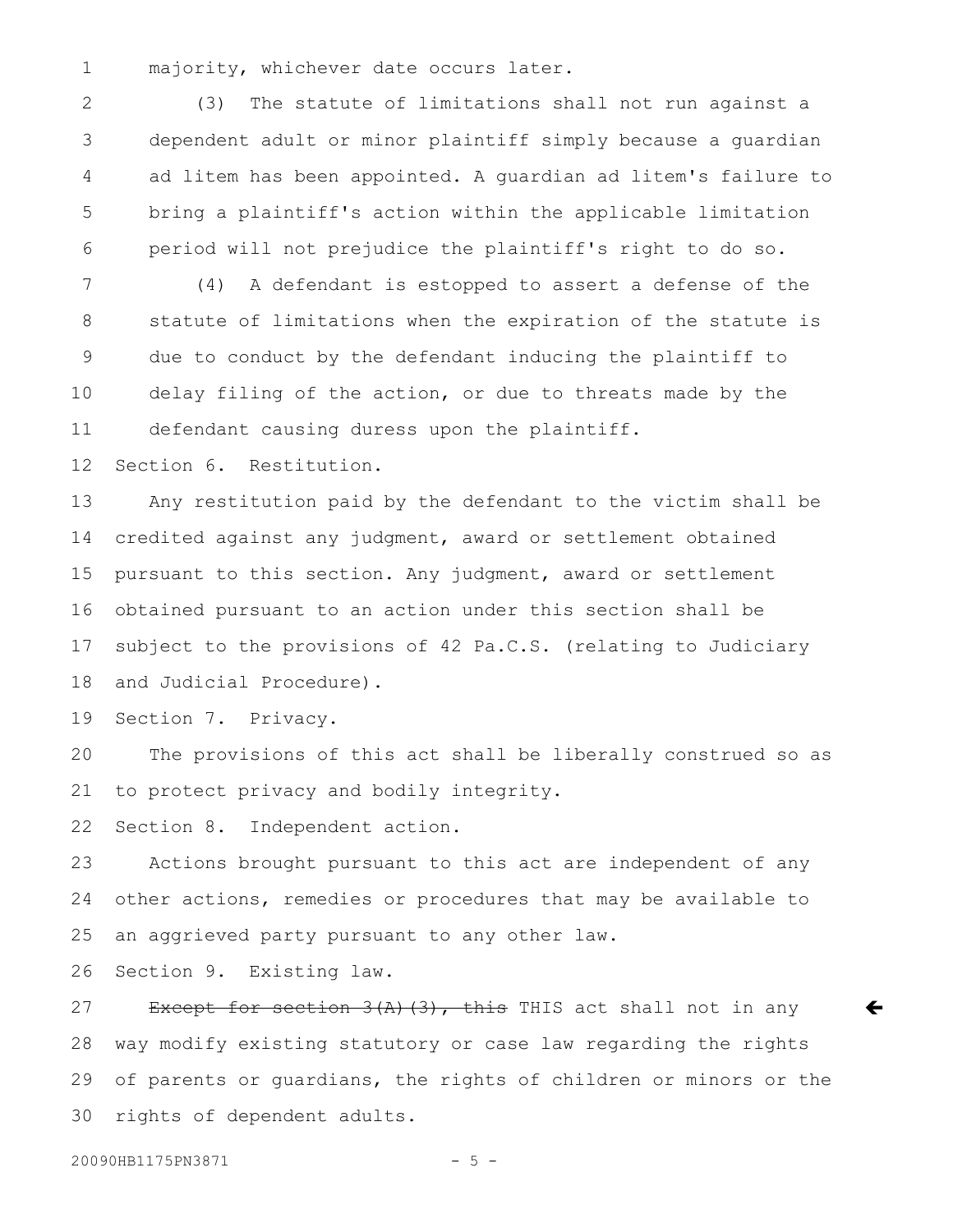majority, whichever date occurs later.

(3) The statute of limitations shall not run against a dependent adult or minor plaintiff simply because a guardian ad litem has been appointed. A guardian ad litem's failure to bring a plaintiff's action within the applicable limitation period will not prejudice the plaintiff's right to do so.

(4) A defendant is estopped to assert a defense of the statute of limitations when the expiration of the statute is due to conduct by the defendant inducing the plaintiff to delay filing of the action, or due to threats made by the defendant causing duress upon the plaintiff.

Section 6. Restitution.

Any restitution paid by the defendant to the victim shall be credited against any judgment, award or settlement obtained pursuant to this section. Any judgment, award or settlement obtained pursuant to an action under this section shall be subject to the provisions of 42 Pa.C.S. (relating to Judiciary and Judicial Procedure).

Section 7. Privacy.

The provisions of this act shall be liberally construed so as to protect privacy and bodily integrity.

Section 8. Independent action.

Actions brought pursuant to this act are independent of any other actions, remedies or procedures that may be available to an aggrieved party pursuant to any other law.

Section 9. Existing law.

~~Except for section 3(A)(3), this~~ THIS act shall not in any way modify existing statutory or case law regarding the rights of parents or guardians, the rights of children or minors or the rights of dependent adults.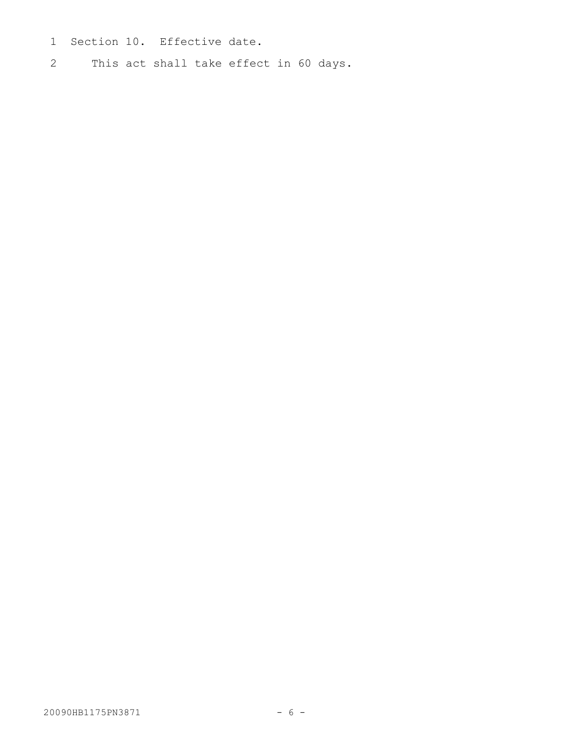Section 10. Effective date.

This act shall take effect in 60 days.